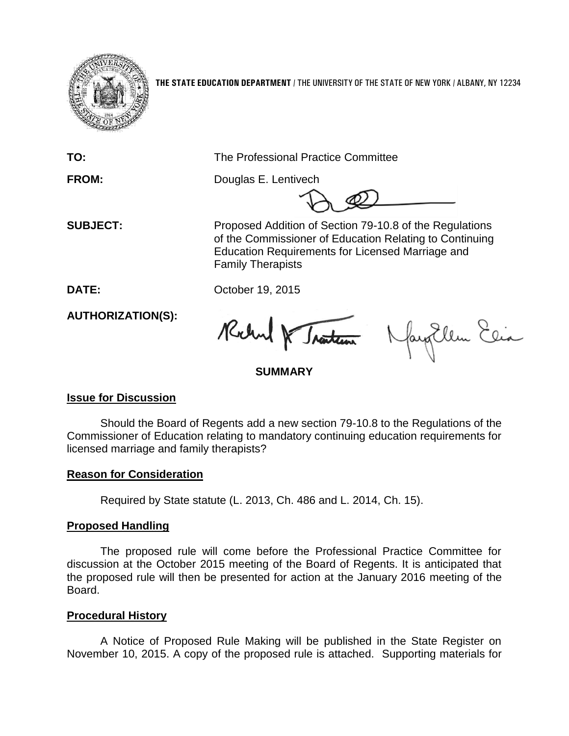THE STATE EDUCATION DEPARTMENT / THE UNIVERSITY OF THE STATE OF NEW YORK / ALBANY, NY 12234

**TO:** The Professional Practice Committee

**FROM:** Douglas E. Lentivech

**SUBJECT:** Proposed Addition of Section 79-10.8 of the Regulations of the Commissioner of Education Relating to Continuing Education Requirements for Licensed Marriage and Family Therapists

**DATE:** October 19, 2015

**AUTHORIZATION(S):**

## SUMMARY

### Issue for Discussion

Should the Board of Regents add a new section 79-10.8 to the Regulations of the Commissioner of Education relating to mandatory continuing education requirements for licensed marriage and family therapists?

### Reason for Consideration

Required by State statute (L. 2013, Ch. 486 and L. 2014, Ch. 15).

### Proposed Handling

The proposed rule will come before the Professional Practice Committee for discussion at the October 2015 meeting of the Board of Regents. It is anticipated that the proposed rule will then be presented for action at the January 2016 meeting of the Board.

### Procedural History

A Notice of Proposed Rule Making will be published in the State Register on November 10, 2015. A copy of the proposed rule is attached. Supporting materials for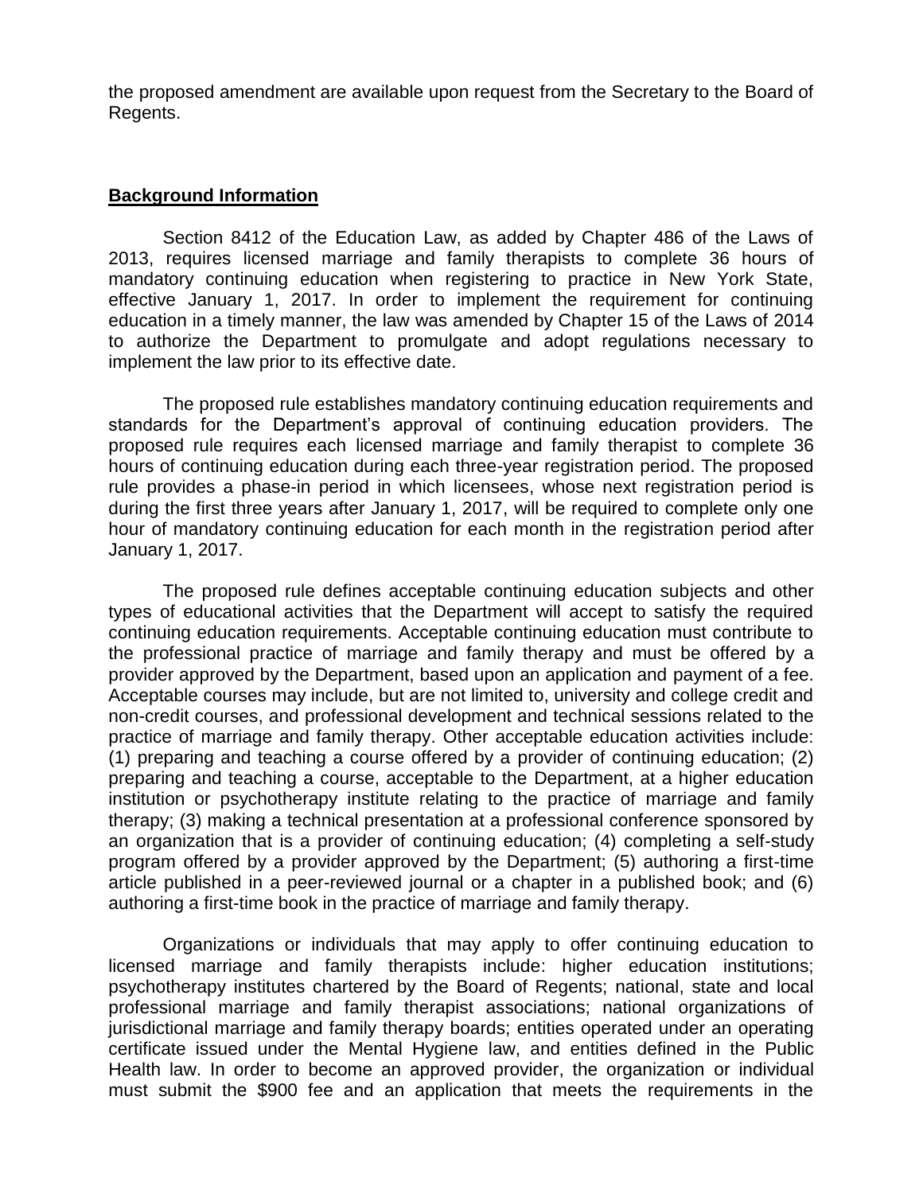the proposed amendment are available upon request from the Secretary to the Board of Regents.

## **Background Information**

Section 8412 of the Education Law, as added by Chapter 486 of the Laws of 2013, requires licensed marriage and family therapists to complete 36 hours of mandatory continuing education when registering to practice in New York State, effective January 1, 2017. In order to implement the requirement for continuing education in a timely manner, the law was amended by Chapter 15 of the Laws of 2014 to authorize the Department to promulgate and adopt regulations necessary to implement the law prior to its effective date.

The proposed rule establishes mandatory continuing education requirements and standards for the Department's approval of continuing education providers. The proposed rule requires each licensed marriage and family therapist to complete 36 hours of continuing education during each three-year registration period. The proposed rule provides a phase-in period in which licensees, whose next registration period is during the first three years after January 1, 2017, will be required to complete only one hour of mandatory continuing education for each month in the registration period after January 1, 2017.

The proposed rule defines acceptable continuing education subjects and other types of educational activities that the Department will accept to satisfy the required continuing education requirements. Acceptable continuing education must contribute to the professional practice of marriage and family therapy and must be offered by a provider approved by the Department, based upon an application and payment of a fee. Acceptable courses may include, but are not limited to, university and college credit and non-credit courses, and professional development and technical sessions related to the practice of marriage and family therapy. Other acceptable education activities include: (1) preparing and teaching a course offered by a provider of continuing education; (2) preparing and teaching a course, acceptable to the Department, at a higher education institution or psychotherapy institute relating to the practice of marriage and family therapy; (3) making a technical presentation at a professional conference sponsored by an organization that is a provider of continuing education; (4) completing a self-study program offered by a provider approved by the Department; (5) authoring a first-time article published in a peer-reviewed journal or a chapter in a published book; and (6) authoring a first-time book in the practice of marriage and family therapy.

Organizations or individuals that may apply to offer continuing education to licensed marriage and family therapists include: higher education institutions; psychotherapy institutes chartered by the Board of Regents; national, state and local professional marriage and family therapist associations; national organizations of jurisdictional marriage and family therapy boards; entities operated under an operating certificate issued under the Mental Hygiene law, and entities defined in the Public Health law. In order to become an approved provider, the organization or individual must submit the $900 fee and an application that meets the requirements in the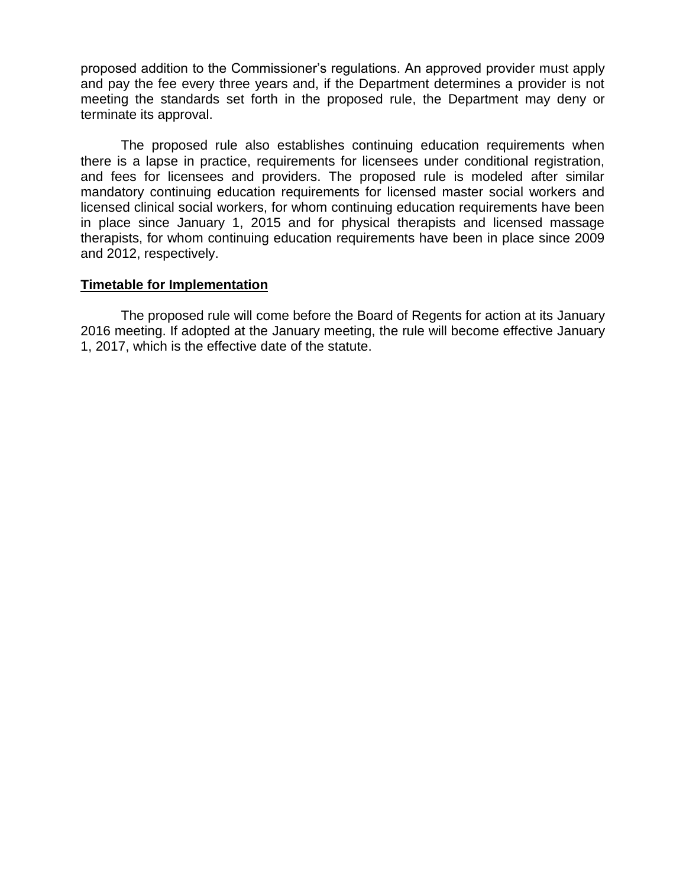proposed addition to the Commissioner's regulations. An approved provider must apply and pay the fee every three years and, if the Department determines a provider is not meeting the standards set forth in the proposed rule, the Department may deny or terminate its approval.

The proposed rule also establishes continuing education requirements when there is a lapse in practice, requirements for licensees under conditional registration, and fees for licensees and providers. The proposed rule is modeled after similar mandatory continuing education requirements for licensed master social workers and licensed clinical social workers, for whom continuing education requirements have been in place since January 1, 2015 and for physical therapists and licensed massage therapists, for whom continuing education requirements have been in place since 2009 and 2012, respectively.

**Timetable for Implementation**

The proposed rule will come before the Board of Regents for action at its January 2016 meeting. If adopted at the January meeting, the rule will become effective January 1, 2017, which is the effective date of the statute.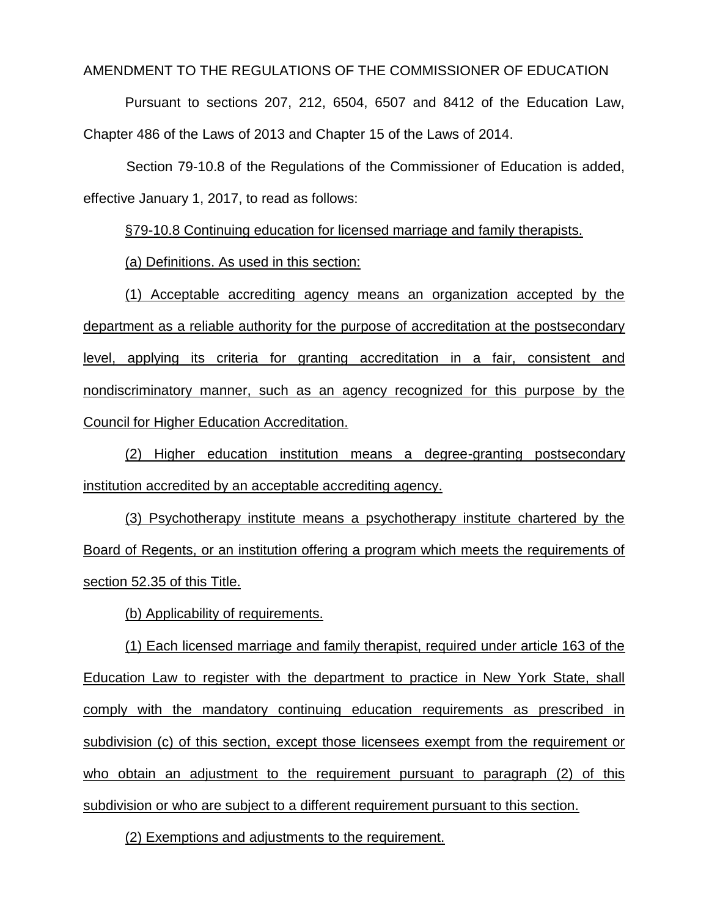AMENDMENT TO THE REGULATIONS OF THE COMMISSIONER OF EDUCATION

Pursuant to sections 207, 212, 6504, 6507 and 8412 of the Education Law, Chapter 486 of the Laws of 2013 and Chapter 15 of the Laws of 2014.

Section 79-10.8 of the Regulations of the Commissioner of Education is added, effective January 1, 2017, to read as follows:

§79-10.8 Continuing education for licensed marriage and family therapists.

(a) Definitions. As used in this section:

(1) Acceptable accrediting agency means an organization accepted by the department as a reliable authority for the purpose of accreditation at the postsecondary level, applying its criteria for granting accreditation in a fair, consistent and nondiscriminatory manner, such as an agency recognized for this purpose by the Council for Higher Education Accreditation.

(2) Higher education institution means a degree-granting postsecondary institution accredited by an acceptable accrediting agency.

(3) Psychotherapy institute means a psychotherapy institute chartered by the Board of Regents, or an institution offering a program which meets the requirements of section 52.35 of this Title.

(b) Applicability of requirements.

(1) Each licensed marriage and family therapist, required under article 163 of the Education Law to register with the department to practice in New York State, shall comply with the mandatory continuing education requirements as prescribed in subdivision (c) of this section, except those licensees exempt from the requirement or who obtain an adjustment to the requirement pursuant to paragraph (2) of this subdivision or who are subject to a different requirement pursuant to this section.

(2) Exemptions and adjustments to the requirement.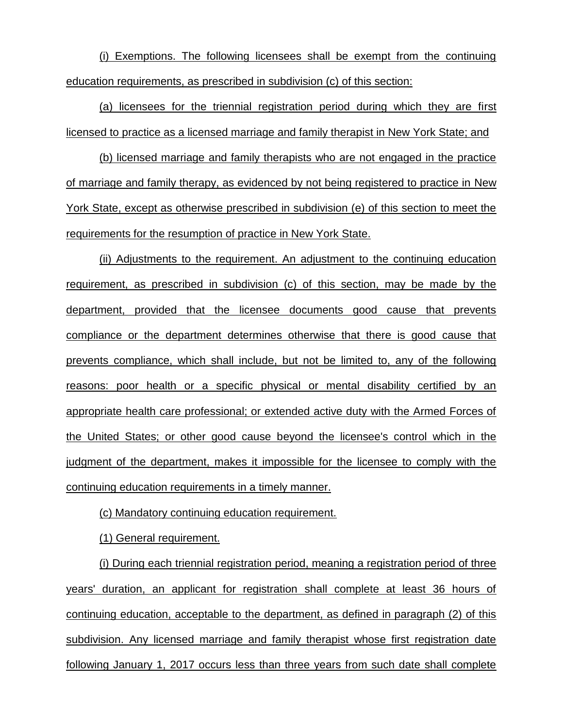(i) Exemptions. The following licensees shall be exempt from the continuing education requirements, as prescribed in subdivision (c) of this section:

(a) licensees for the triennial registration period during which they are first licensed to practice as a licensed marriage and family therapist in New York State; and

(b) licensed marriage and family therapists who are not engaged in the practice of marriage and family therapy, as evidenced by not being registered to practice in New York State, except as otherwise prescribed in subdivision (e) of this section to meet the requirements for the resumption of practice in New York State.

(ii) Adjustments to the requirement. An adjustment to the continuing education requirement, as prescribed in subdivision (c) of this section, may be made by the department, provided that the licensee documents good cause that prevents compliance or the department determines otherwise that there is good cause that prevents compliance, which shall include, but not be limited to, any of the following reasons: poor health or a specific physical or mental disability certified by an appropriate health care professional; or extended active duty with the Armed Forces of the United States; or other good cause beyond the licensee's control which in the judgment of the department, makes it impossible for the licensee to comply with the continuing education requirements in a timely manner.

(c) Mandatory continuing education requirement.

(1) General requirement.

(i) During each triennial registration period, meaning a registration period of three years' duration, an applicant for registration shall complete at least 36 hours of continuing education, acceptable to the department, as defined in paragraph (2) of this subdivision. Any licensed marriage and family therapist whose first registration date following January 1, 2017 occurs less than three years from such date shall complete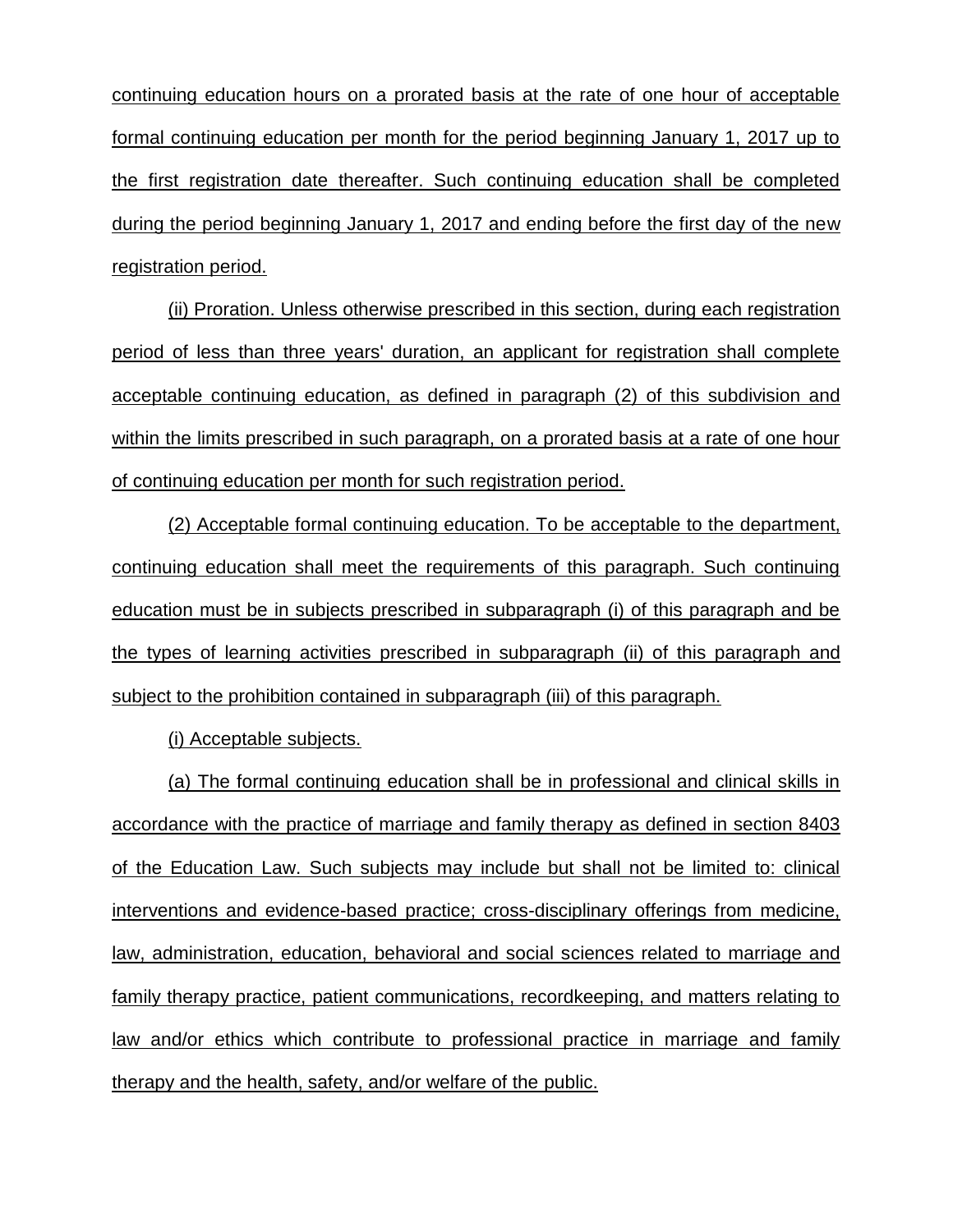continuing education hours on a prorated basis at the rate of one hour of acceptable formal continuing education per month for the period beginning January 1, 2017 up to the first registration date thereafter. Such continuing education shall be completed during the period beginning January 1, 2017 and ending before the first day of the new registration period.

(ii) Proration. Unless otherwise prescribed in this section, during each registration period of less than three years' duration, an applicant for registration shall complete acceptable continuing education, as defined in paragraph (2) of this subdivision and within the limits prescribed in such paragraph, on a prorated basis at a rate of one hour of continuing education per month for such registration period.

(2) Acceptable formal continuing education. To be acceptable to the department, continuing education shall meet the requirements of this paragraph. Such continuing education must be in subjects prescribed in subparagraph (i) of this paragraph and be the types of learning activities prescribed in subparagraph (ii) of this paragraph and subject to the prohibition contained in subparagraph (iii) of this paragraph.

(i) Acceptable subjects.

(a) The formal continuing education shall be in professional and clinical skills in accordance with the practice of marriage and family therapy as defined in section 8403 of the Education Law. Such subjects may include but shall not be limited to: clinical interventions and evidence-based practice; cross-disciplinary offerings from medicine, law, administration, education, behavioral and social sciences related to marriage and family therapy practice, patient communications, recordkeeping, and matters relating to law and/or ethics which contribute to professional practice in marriage and family therapy and the health, safety, and/or welfare of the public.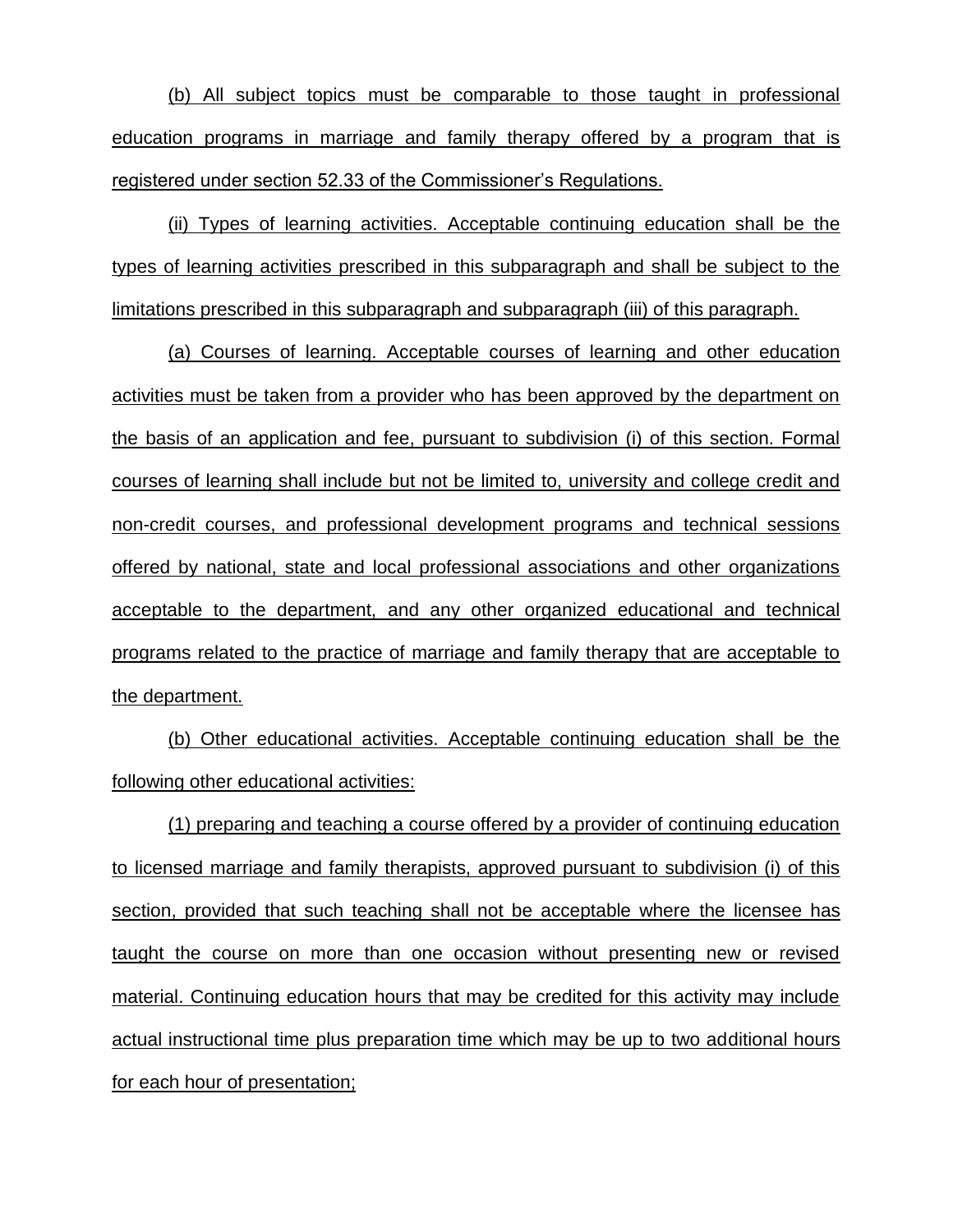(b) All subject topics must be comparable to those taught in professional education programs in marriage and family therapy offered by a program that is registered under section 52.33 of the Commissioner's Regulations.

(ii) Types of learning activities. Acceptable continuing education shall be the types of learning activities prescribed in this subparagraph and shall be subject to the limitations prescribed in this subparagraph and subparagraph (iii) of this paragraph.

(a) Courses of learning. Acceptable courses of learning and other education activities must be taken from a provider who has been approved by the department on the basis of an application and fee, pursuant to subdivision (i) of this section. Formal courses of learning shall include but not be limited to, university and college credit and non-credit courses, and professional development programs and technical sessions offered by national, state and local professional associations and other organizations acceptable to the department, and any other organized educational and technical programs related to the practice of marriage and family therapy that are acceptable to the department.

(b) Other educational activities. Acceptable continuing education shall be the following other educational activities:

(1) preparing and teaching a course offered by a provider of continuing education to licensed marriage and family therapists, approved pursuant to subdivision (i) of this section, provided that such teaching shall not be acceptable where the licensee has taught the course on more than one occasion without presenting new or revised material. Continuing education hours that may be credited for this activity may include actual instructional time plus preparation time which may be up to two additional hours for each hour of presentation;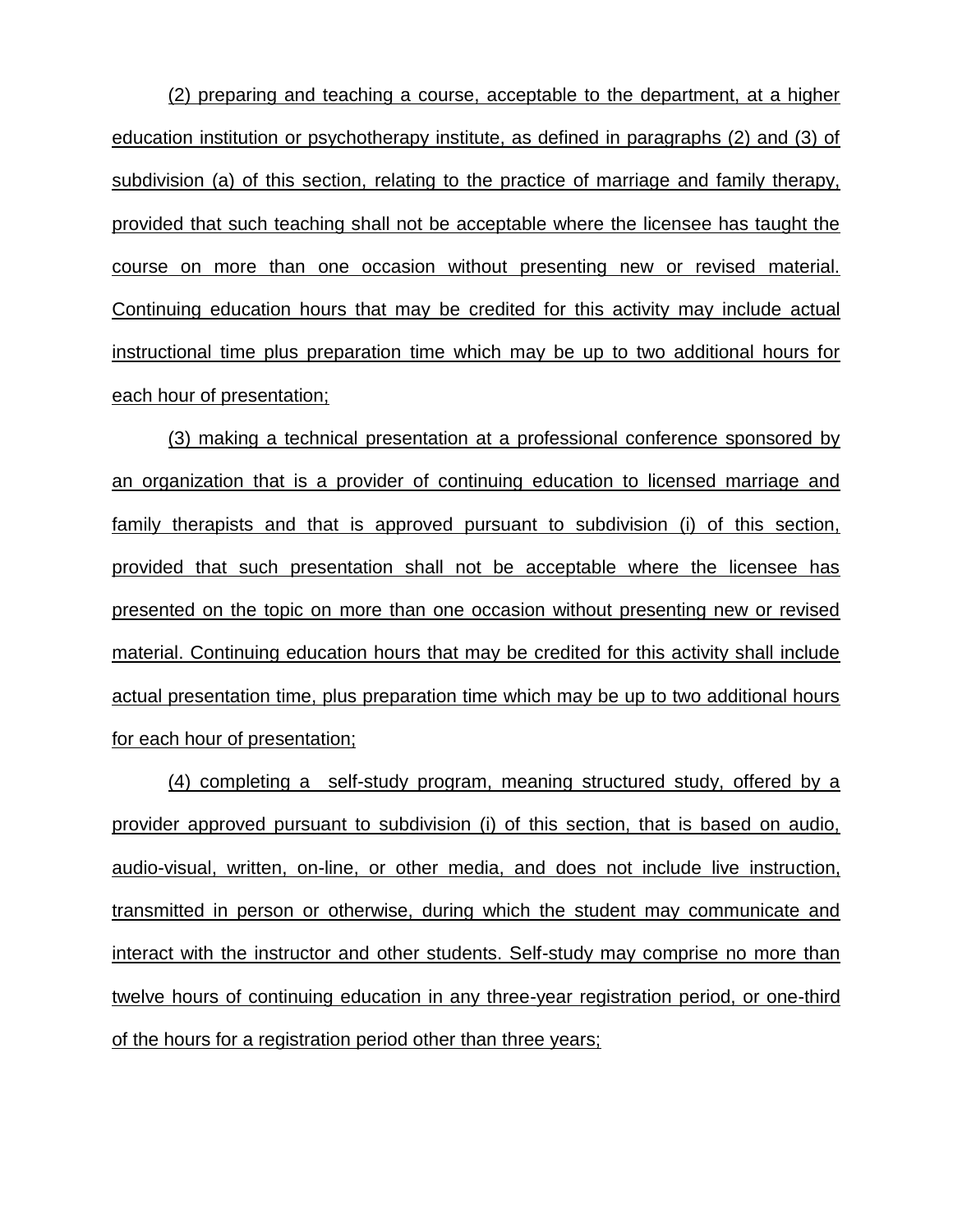(2) preparing and teaching a course, acceptable to the department, at a higher education institution or psychotherapy institute, as defined in paragraphs (2) and (3) of subdivision (a) of this section, relating to the practice of marriage and family therapy, provided that such teaching shall not be acceptable where the licensee has taught the course on more than one occasion without presenting new or revised material. Continuing education hours that may be credited for this activity may include actual instructional time plus preparation time which may be up to two additional hours for each hour of presentation;

(3) making a technical presentation at a professional conference sponsored by an organization that is a provider of continuing education to licensed marriage and family therapists and that is approved pursuant to subdivision (i) of this section, provided that such presentation shall not be acceptable where the licensee has presented on the topic on more than one occasion without presenting new or revised material. Continuing education hours that may be credited for this activity shall include actual presentation time, plus preparation time which may be up to two additional hours for each hour of presentation;

(4) completing a self-study program, meaning structured study, offered by a provider approved pursuant to subdivision (i) of this section, that is based on audio, audio-visual, written, on-line, or other media, and does not include live instruction, transmitted in person or otherwise, during which the student may communicate and interact with the instructor and other students. Self-study may comprise no more than twelve hours of continuing education in any three-year registration period, or one-third of the hours for a registration period other than three years;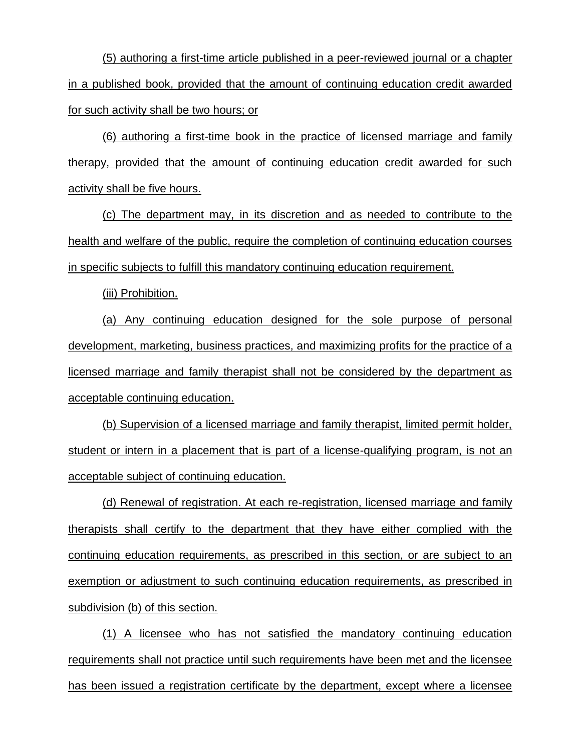(5) authoring a first-time article published in a peer-reviewed journal or a chapter in a published book, provided that the amount of continuing education credit awarded for such activity shall be two hours; or

(6) authoring a first-time book in the practice of licensed marriage and family therapy, provided that the amount of continuing education credit awarded for such activity shall be five hours.

(c) The department may, in its discretion and as needed to contribute to the health and welfare of the public, require the completion of continuing education courses in specific subjects to fulfill this mandatory continuing education requirement.

(iii) Prohibition.

(a) Any continuing education designed for the sole purpose of personal development, marketing, business practices, and maximizing profits for the practice of a licensed marriage and family therapist shall not be considered by the department as acceptable continuing education.

(b) Supervision of a licensed marriage and family therapist, limited permit holder, student or intern in a placement that is part of a license-qualifying program, is not an acceptable subject of continuing education.

(d) Renewal of registration. At each re-registration, licensed marriage and family therapists shall certify to the department that they have either complied with the continuing education requirements, as prescribed in this section, or are subject to an exemption or adjustment to such continuing education requirements, as prescribed in subdivision (b) of this section.

(1) A licensee who has not satisfied the mandatory continuing education requirements shall not practice until such requirements have been met and the licensee has been issued a registration certificate by the department, except where a licensee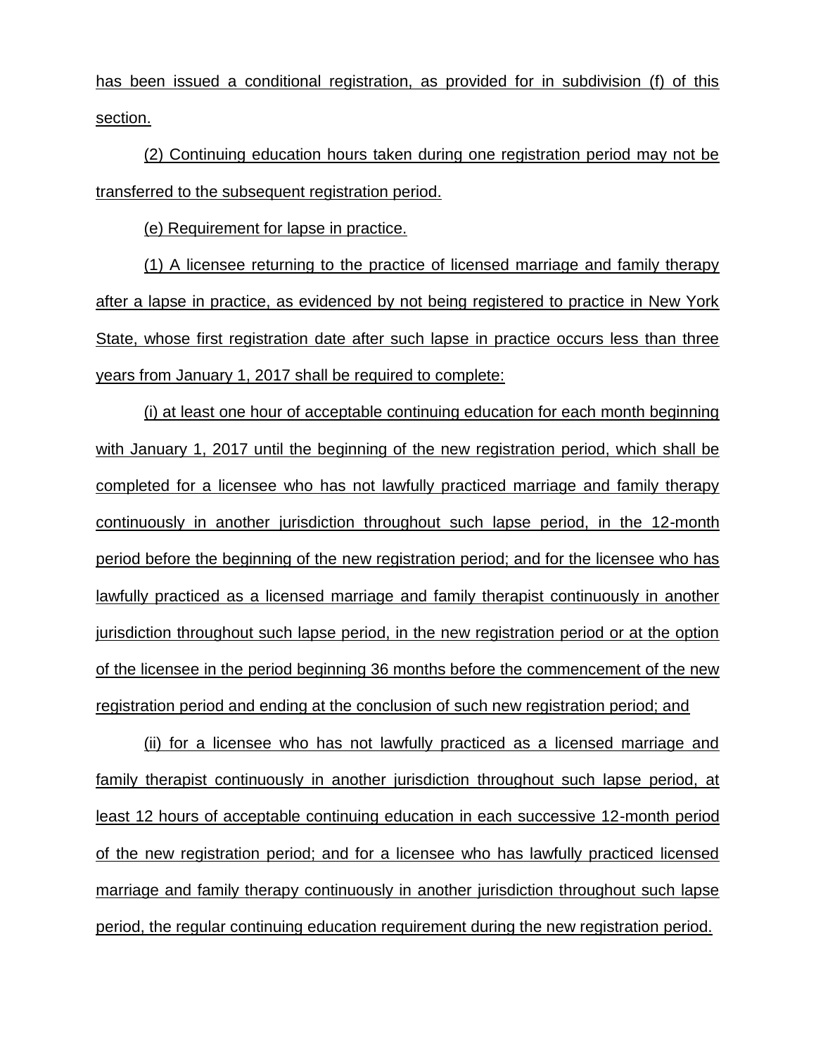has been issued a conditional registration, as provided for in subdivision (f) of this section.

(2) Continuing education hours taken during one registration period may not be transferred to the subsequent registration period.

(e) Requirement for lapse in practice.

(1) A licensee returning to the practice of licensed marriage and family therapy after a lapse in practice, as evidenced by not being registered to practice in New York State, whose first registration date after such lapse in practice occurs less than three years from January 1, 2017 shall be required to complete:

(i) at least one hour of acceptable continuing education for each month beginning with January 1, 2017 until the beginning of the new registration period, which shall be completed for a licensee who has not lawfully practiced marriage and family therapy continuously in another jurisdiction throughout such lapse period, in the 12-month period before the beginning of the new registration period; and for the licensee who has lawfully practiced as a licensed marriage and family therapist continuously in another jurisdiction throughout such lapse period, in the new registration period or at the option of the licensee in the period beginning 36 months before the commencement of the new registration period and ending at the conclusion of such new registration period; and

(ii) for a licensee who has not lawfully practiced as a licensed marriage and family therapist continuously in another jurisdiction throughout such lapse period, at least 12 hours of acceptable continuing education in each successive 12-month period of the new registration period; and for a licensee who has lawfully practiced licensed marriage and family therapy continuously in another jurisdiction throughout such lapse period, the regular continuing education requirement during the new registration period.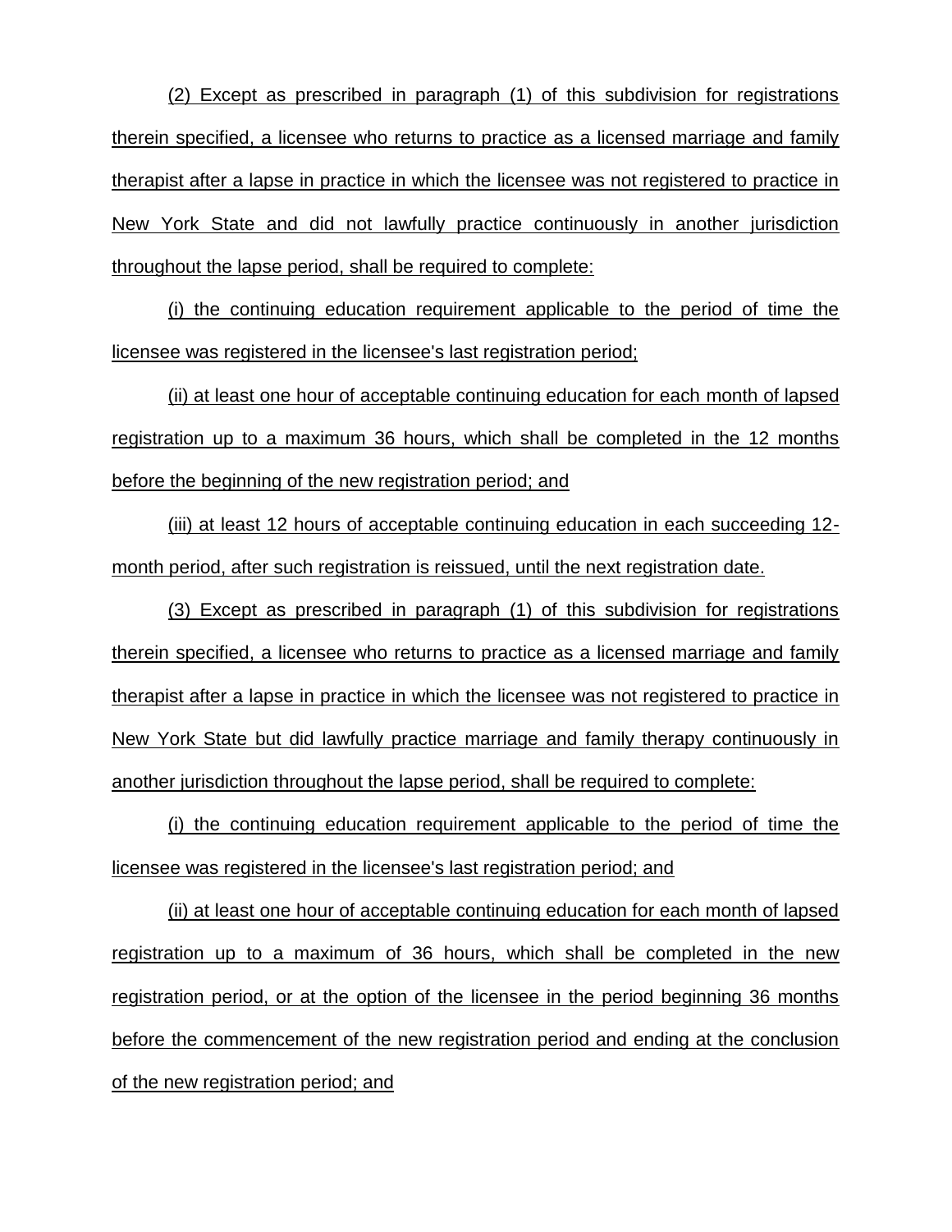(2) Except as prescribed in paragraph (1) of this subdivision for registrations therein specified, a licensee who returns to practice as a licensed marriage and family therapist after a lapse in practice in which the licensee was not registered to practice in New York State and did not lawfully practice continuously in another jurisdiction throughout the lapse period, shall be required to complete:

(i) the continuing education requirement applicable to the period of time the licensee was registered in the licensee's last registration period;

(ii) at least one hour of acceptable continuing education for each month of lapsed registration up to a maximum 36 hours, which shall be completed in the 12 months before the beginning of the new registration period; and

(iii) at least 12 hours of acceptable continuing education in each succeeding 12-month period, after such registration is reissued, until the next registration date.

(3) Except as prescribed in paragraph (1) of this subdivision for registrations therein specified, a licensee who returns to practice as a licensed marriage and family therapist after a lapse in practice in which the licensee was not registered to practice in New York State but did lawfully practice marriage and family therapy continuously in another jurisdiction throughout the lapse period, shall be required to complete:

(i) the continuing education requirement applicable to the period of time the licensee was registered in the licensee's last registration period; and

(ii) at least one hour of acceptable continuing education for each month of lapsed registration up to a maximum of 36 hours, which shall be completed in the new registration period, or at the option of the licensee in the period beginning 36 months before the commencement of the new registration period and ending at the conclusion of the new registration period; and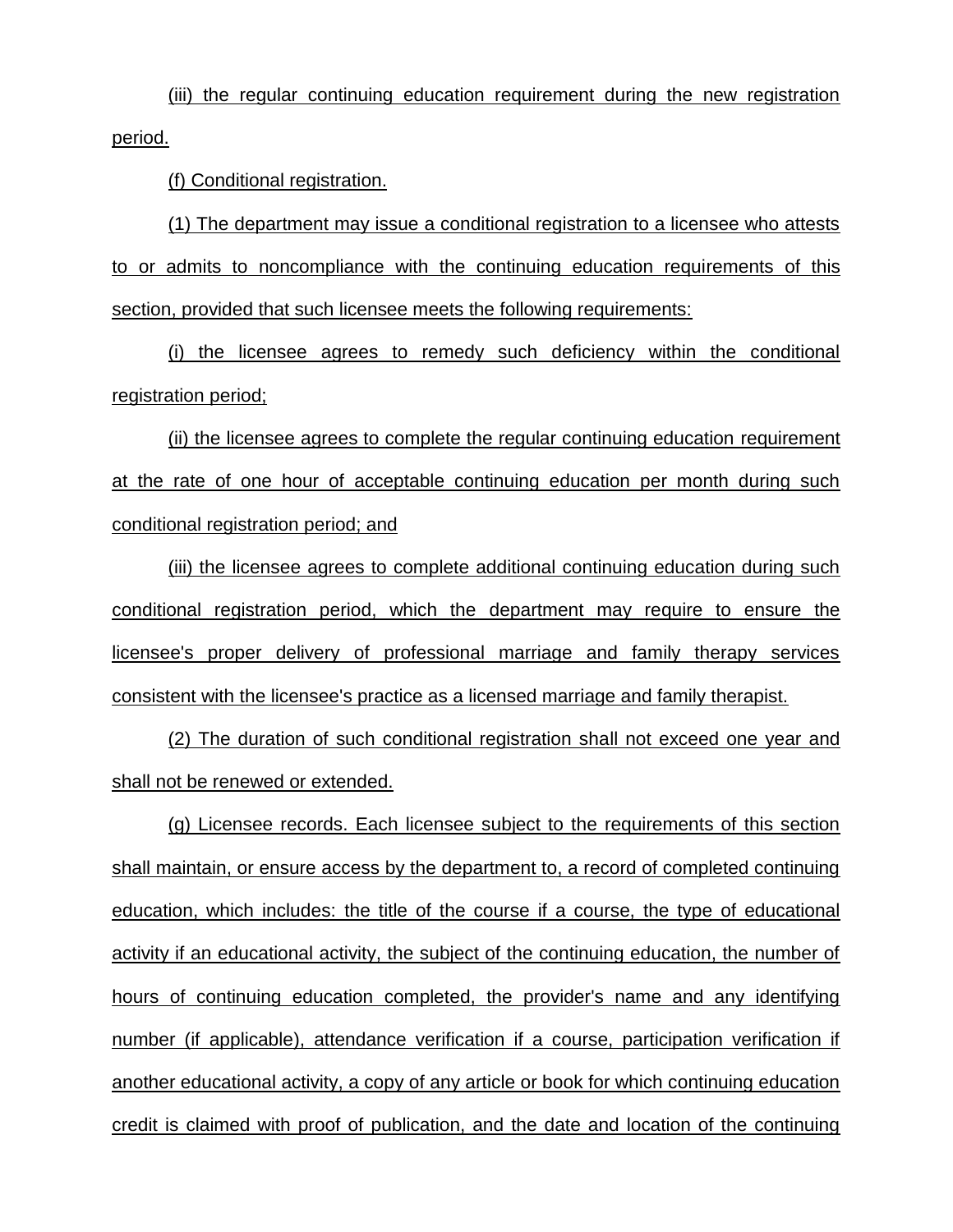(iii) the regular continuing education requirement during the new registration period.

(f) Conditional registration.

(1) The department may issue a conditional registration to a licensee who attests to or admits to noncompliance with the continuing education requirements of this section, provided that such licensee meets the following requirements:

(i) the licensee agrees to remedy such deficiency within the conditional registration period;

(ii) the licensee agrees to complete the regular continuing education requirement at the rate of one hour of acceptable continuing education per month during such conditional registration period; and

(iii) the licensee agrees to complete additional continuing education during such conditional registration period, which the department may require to ensure the licensee's proper delivery of professional marriage and family therapy services consistent with the licensee's practice as a licensed marriage and family therapist.

(2) The duration of such conditional registration shall not exceed one year and shall not be renewed or extended.

(g) Licensee records. Each licensee subject to the requirements of this section shall maintain, or ensure access by the department to, a record of completed continuing education, which includes: the title of the course if a course, the type of educational activity if an educational activity, the subject of the continuing education, the number of hours of continuing education completed, the provider's name and any identifying number (if applicable), attendance verification if a course, participation verification if another educational activity, a copy of any article or book for which continuing education credit is claimed with proof of publication, and the date and location of the continuing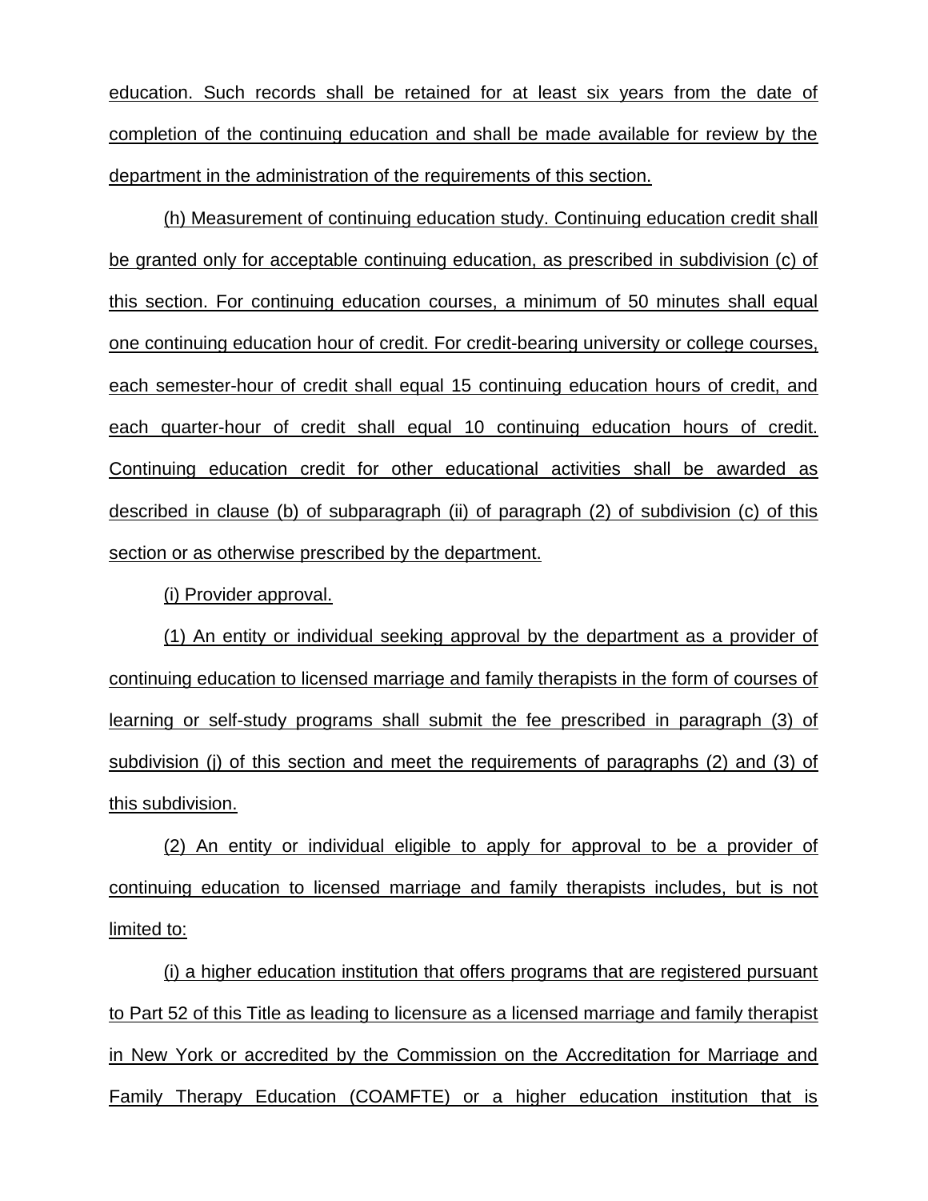education. Such records shall be retained for at least six years from the date of completion of the continuing education and shall be made available for review by the department in the administration of the requirements of this section.

(h) Measurement of continuing education study. Continuing education credit shall be granted only for acceptable continuing education, as prescribed in subdivision (c) of this section. For continuing education courses, a minimum of 50 minutes shall equal one continuing education hour of credit. For credit-bearing university or college courses, each semester-hour of credit shall equal 15 continuing education hours of credit, and each quarter-hour of credit shall equal 10 continuing education hours of credit. Continuing education credit for other educational activities shall be awarded as described in clause (b) of subparagraph (ii) of paragraph (2) of subdivision (c) of this section or as otherwise prescribed by the department.

(i) Provider approval.

(1) An entity or individual seeking approval by the department as a provider of continuing education to licensed marriage and family therapists in the form of courses of learning or self-study programs shall submit the fee prescribed in paragraph (3) of subdivision (j) of this section and meet the requirements of paragraphs (2) and (3) of this subdivision.

(2) An entity or individual eligible to apply for approval to be a provider of continuing education to licensed marriage and family therapists includes, but is not limited to:

(i) a higher education institution that offers programs that are registered pursuant to Part 52 of this Title as leading to licensure as a licensed marriage and family therapist in New York or accredited by the Commission on the Accreditation for Marriage and Family Therapy Education (COAMFTE) or a higher education institution that is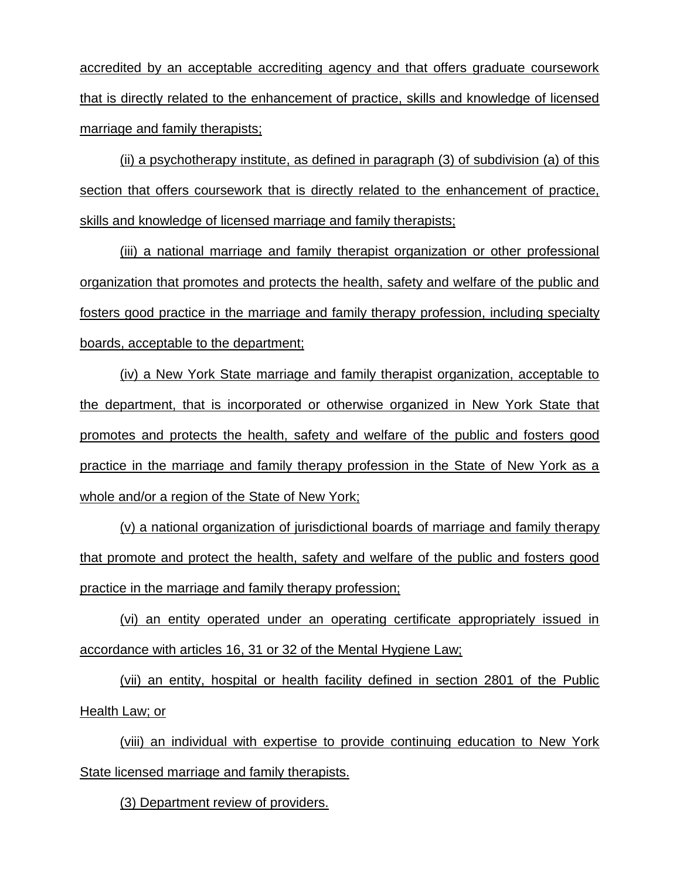accredited by an acceptable accrediting agency and that offers graduate coursework that is directly related to the enhancement of practice, skills and knowledge of licensed marriage and family therapists;

(ii) a psychotherapy institute, as defined in paragraph (3) of subdivision (a) of this section that offers coursework that is directly related to the enhancement of practice, skills and knowledge of licensed marriage and family therapists;

(iii) a national marriage and family therapist organization or other professional organization that promotes and protects the health, safety and welfare of the public and fosters good practice in the marriage and family therapy profession, including specialty boards, acceptable to the department;

(iv) a New York State marriage and family therapist organization, acceptable to the department, that is incorporated or otherwise organized in New York State that promotes and protects the health, safety and welfare of the public and fosters good practice in the marriage and family therapy profession in the State of New York as a whole and/or a region of the State of New York;

(v) a national organization of jurisdictional boards of marriage and family therapy that promote and protect the health, safety and welfare of the public and fosters good practice in the marriage and family therapy profession;

(vi) an entity operated under an operating certificate appropriately issued in accordance with articles 16, 31 or 32 of the Mental Hygiene Law;

(vii) an entity, hospital or health facility defined in section 2801 of the Public Health Law; or

(viii) an individual with expertise to provide continuing education to New York State licensed marriage and family therapists.

(3) Department review of providers.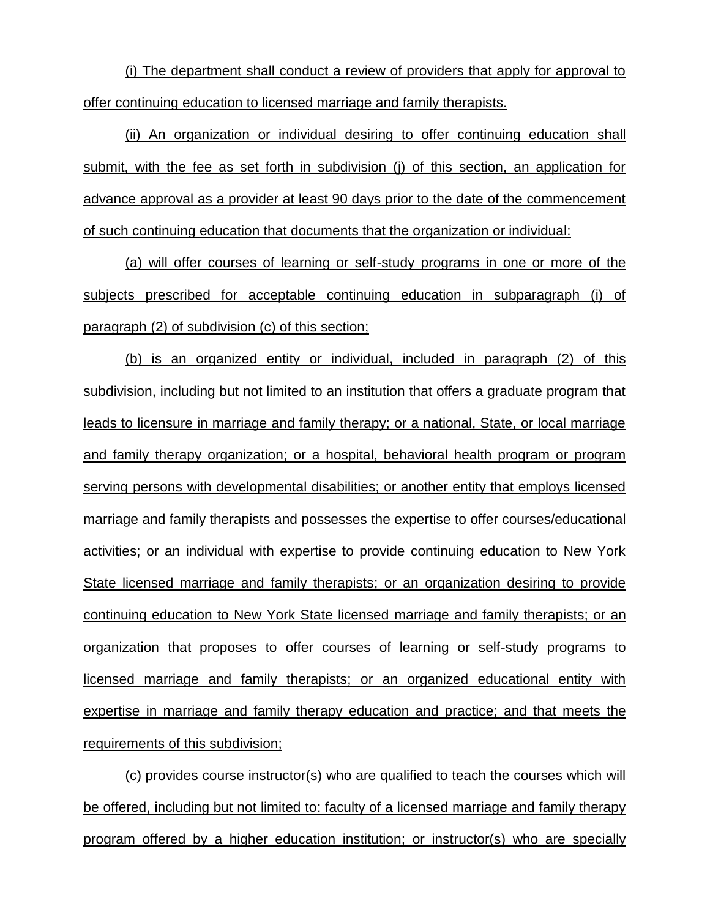(i) The department shall conduct a review of providers that apply for approval to offer continuing education to licensed marriage and family therapists.

(ii) An organization or individual desiring to offer continuing education shall submit, with the fee as set forth in subdivision (j) of this section, an application for advance approval as a provider at least 90 days prior to the date of the commencement of such continuing education that documents that the organization or individual:

(a) will offer courses of learning or self-study programs in one or more of the subjects prescribed for acceptable continuing education in subparagraph (i) of paragraph (2) of subdivision (c) of this section;

(b) is an organized entity or individual, included in paragraph (2) of this subdivision, including but not limited to an institution that offers a graduate program that leads to licensure in marriage and family therapy; or a national, State, or local marriage and family therapy organization; or a hospital, behavioral health program or program serving persons with developmental disabilities; or another entity that employs licensed marriage and family therapists and possesses the expertise to offer courses/educational activities; or an individual with expertise to provide continuing education to New York State licensed marriage and family therapists; or an organization desiring to provide continuing education to New York State licensed marriage and family therapists; or an organization that proposes to offer courses of learning or self-study programs to licensed marriage and family therapists; or an organized educational entity with expertise in marriage and family therapy education and practice; and that meets the requirements of this subdivision;

(c) provides course instructor(s) who are qualified to teach the courses which will be offered, including but not limited to: faculty of a licensed marriage and family therapy program offered by a higher education institution; or instructor(s) who are specially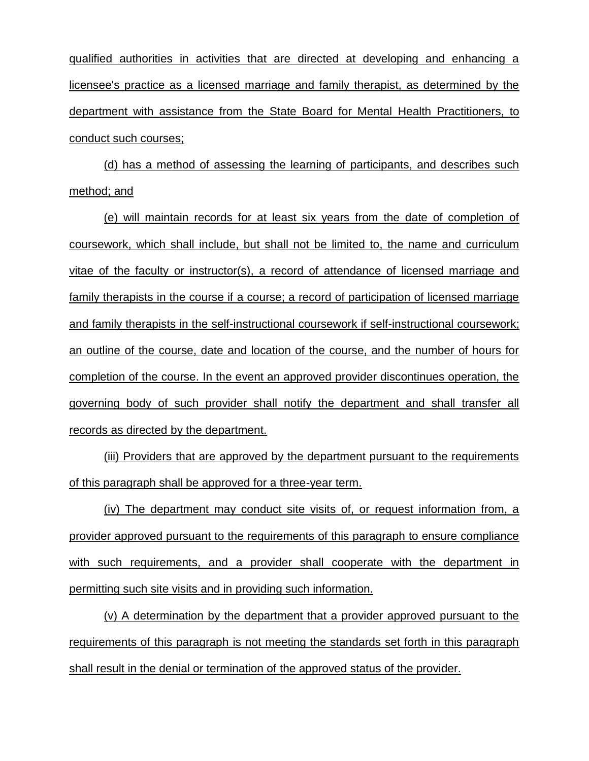qualified authorities in activities that are directed at developing and enhancing a licensee's practice as a licensed marriage and family therapist, as determined by the department with assistance from the State Board for Mental Health Practitioners, to conduct such courses;

(d) has a method of assessing the learning of participants, and describes such method; and

(e) will maintain records for at least six years from the date of completion of coursework, which shall include, but shall not be limited to, the name and curriculum vitae of the faculty or instructor(s), a record of attendance of licensed marriage and family therapists in the course if a course; a record of participation of licensed marriage and family therapists in the self-instructional coursework if self-instructional coursework; an outline of the course, date and location of the course, and the number of hours for completion of the course. In the event an approved provider discontinues operation, the governing body of such provider shall notify the department and shall transfer all records as directed by the department.

(iii) Providers that are approved by the department pursuant to the requirements of this paragraph shall be approved for a three-year term.

(iv) The department may conduct site visits of, or request information from, a provider approved pursuant to the requirements of this paragraph to ensure compliance with such requirements, and a provider shall cooperate with the department in permitting such site visits and in providing such information.

(v) A determination by the department that a provider approved pursuant to the requirements of this paragraph is not meeting the standards set forth in this paragraph shall result in the denial or termination of the approved status of the provider.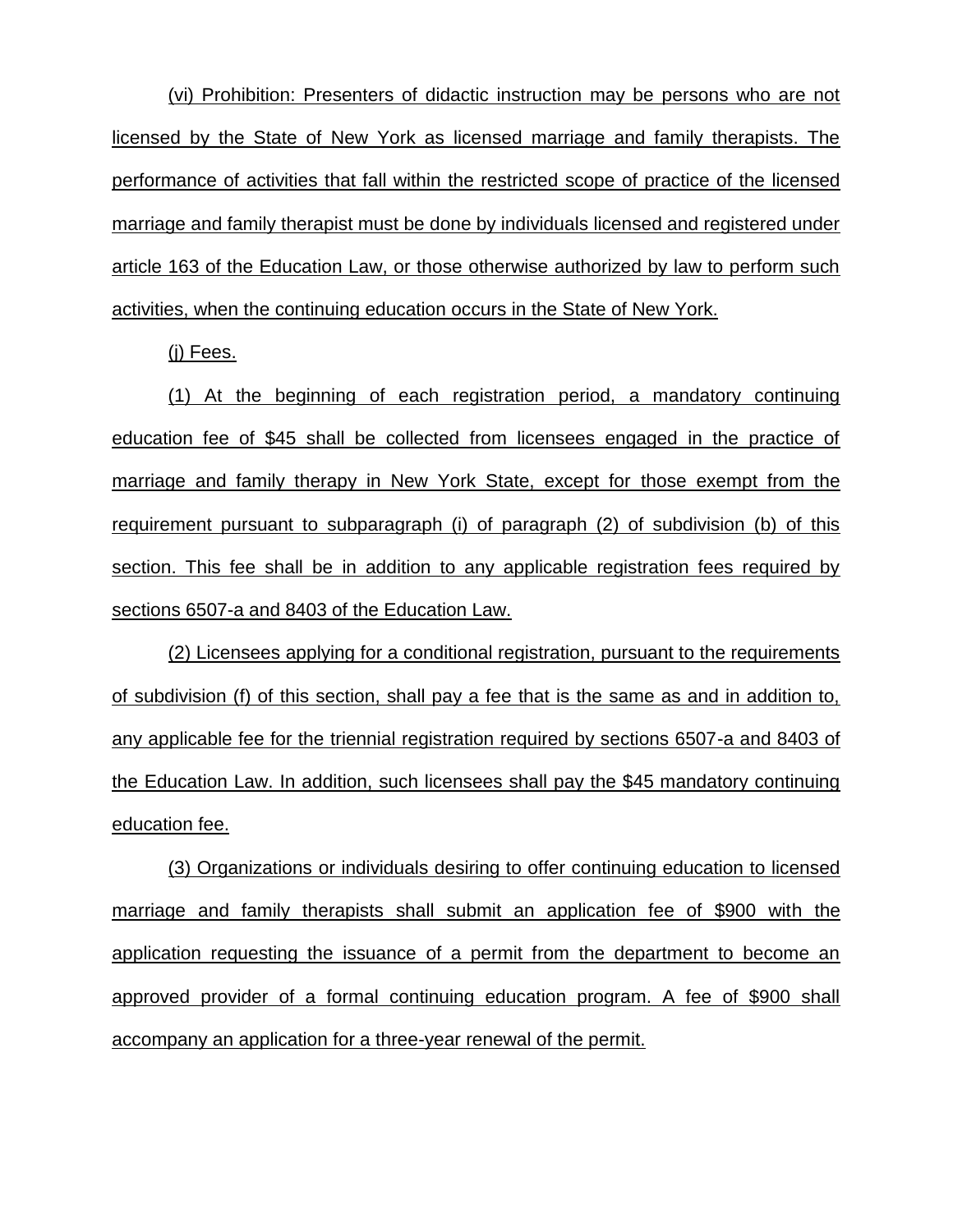(vi) Prohibition: Presenters of didactic instruction may be persons who are not licensed by the State of New York as licensed marriage and family therapists. The performance of activities that fall within the restricted scope of practice of the licensed marriage and family therapist must be done by individuals licensed and registered under article 163 of the Education Law, or those otherwise authorized by law to perform such activities, when the continuing education occurs in the State of New York.

(j) Fees.

(1) At the beginning of each registration period, a mandatory continuing education fee of $45 shall be collected from licensees engaged in the practice of marriage and family therapy in New York State, except for those exempt from the requirement pursuant to subparagraph (i) of paragraph (2) of subdivision (b) of this section. This fee shall be in addition to any applicable registration fees required by sections 6507-a and 8403 of the Education Law.

(2) Licensees applying for a conditional registration, pursuant to the requirements of subdivision (f) of this section, shall pay a fee that is the same as and in addition to, any applicable fee for the triennial registration required by sections 6507-a and 8403 of the Education Law. In addition, such licensees shall pay the $45 mandatory continuing education fee.

(3) Organizations or individuals desiring to offer continuing education to licensed marriage and family therapists shall submit an application fee of $900 with the application requesting the issuance of a permit from the department to become an approved provider of a formal continuing education program. A fee of $900 shall accompany an application for a three-year renewal of the permit.